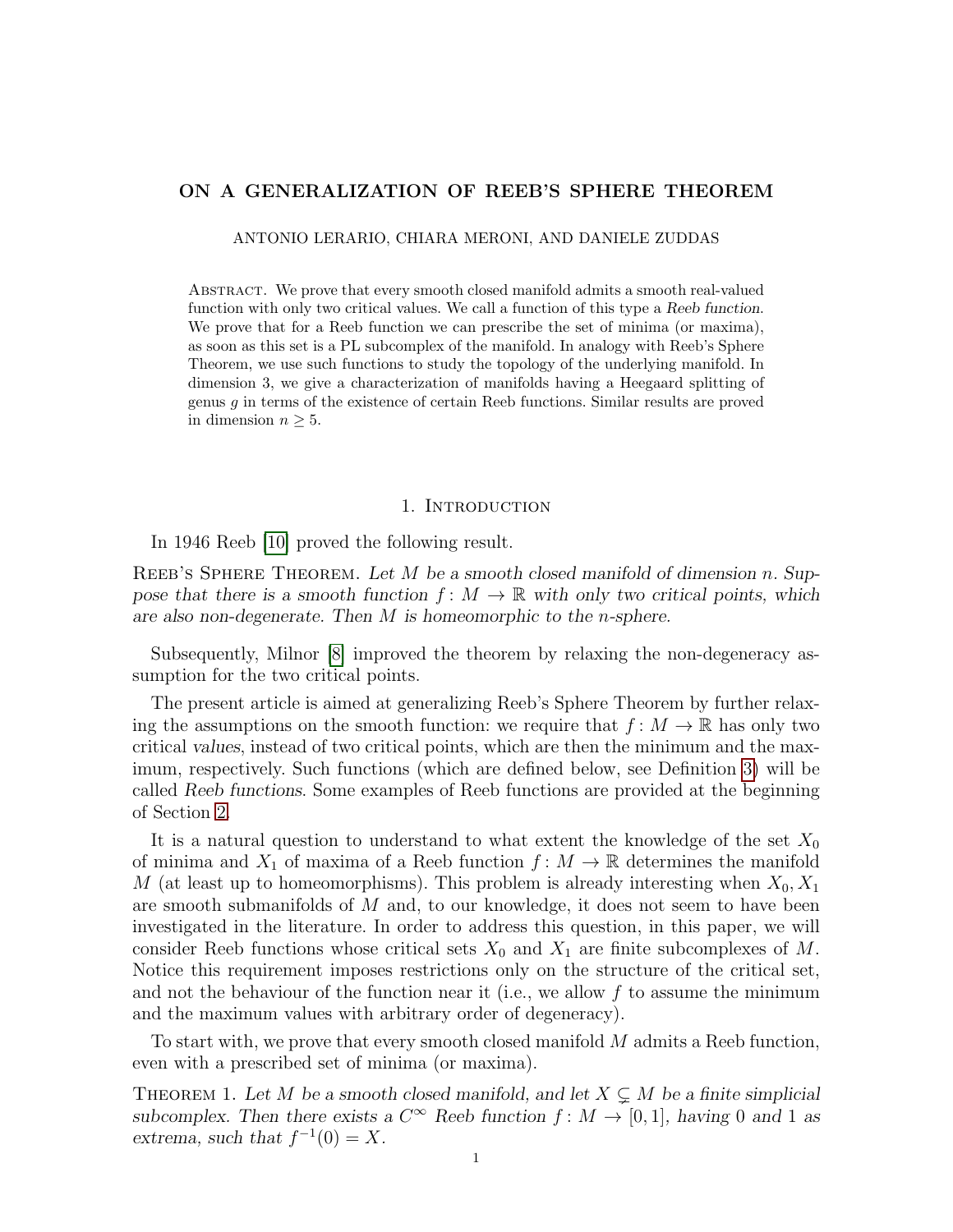# ON A GENERALIZATION OF REEB'S SPHERE THEOREM

ANTONIO LERARIO, CHIARA MERONI, AND DANIELE ZUDDAS

Abstract. We prove that every smooth closed manifold admits a smooth real-valued function with only two critical values. We call a function of this type a *Reeb function*. We prove that for a Reeb function we can prescribe the set of minima (or maxima), as soon as this set is a PL subcomplex of the manifold. In analogy with Reeb's Sphere Theorem, we use such functions to study the topology of the underlying manifold. In dimension 3, we give a characterization of manifolds having a Heegaard splitting of genus $g$ in terms of the existence of certain Reeb functions. Similar results are proved in dimension $n \geq 5$.

## 1. Introduction

In 1946 Reeb [10] proved the following result.

Reeb's Sphere Theorem. *Let $M$ be a smooth closed manifold of dimension $n$. Suppose that there is a smooth function $f\colon M \to \mathbb{R}$ with only two critical points, which are also non-degenerate. Then $M$ is homeomorphic to the $n$-sphere.*

Subsequently, Milnor [8] improved the theorem by relaxing the non-degeneracy assumption for the two critical points.

The present article is aimed at generalizing Reeb's Sphere Theorem by further relaxing the assumptions on the smooth function: we require that $f\colon M \to \mathbb{R}$ has only two critical *values*, instead of two critical points, which are then the minimum and the maximum, respectively. Such functions (which are defined below, see Definition 3) will be called *Reeb functions*. Some examples of Reeb functions are provided at the beginning of Section 2.

It is a natural question to understand to what extent the knowledge of the set $X_0$ of minima and $X_1$ of maxima of a Reeb function $f\colon M \to \mathbb{R}$ determines the manifold $M$ (at least up to homeomorphisms). This problem is already interesting when $X_0, X_1$ are smooth submanifolds of $M$ and, to our knowledge, it does not seem to have been investigated in the literature. In order to address this question, in this paper, we will consider Reeb functions whose critical sets $X_0$ and $X_1$ are finite subcomplexes of $M$. Notice this requirement imposes restrictions only on the structure of the critical set, and not the behaviour of the function near it (i.e., we allow $f$ to assume the minimum and the maximum values with arbitrary order of degeneracy).

To start with, we prove that every smooth closed manifold $M$ admits a Reeb function, even with a prescribed set of minima (or maxima).

Theorem 1. *Let $M$ be a smooth closed manifold, and let $X \subsetneq M$ be a finite simplicial subcomplex. Then there exists a $C^\infty$ Reeb function $f\colon M \to [0,1]$, having $0$ and $1$ as extrema, such that $f^{-1}(0) = X$.*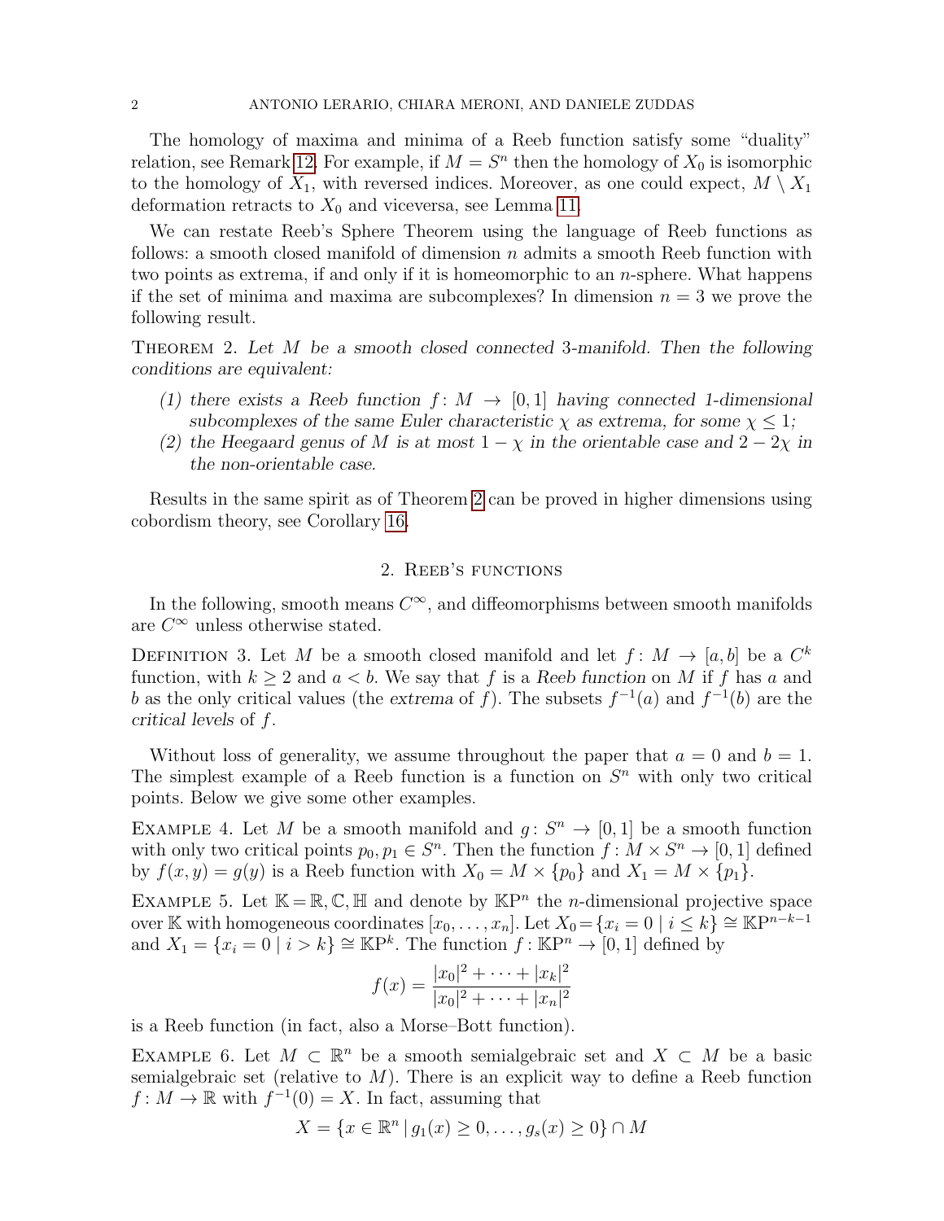The homology of maxima and minima of a Reeb function satisfy some "duality" relation, see Remark 12. For example, if $M = S^n$ then the homology of $X_0$ is isomorphic to the homology of $X_1$, with reversed indices. Moreover, as one could expect, $M \setminus X_1$ deformation retracts to $X_0$ and viceversa, see Lemma 11.

We can restate Reeb's Sphere Theorem using the language of Reeb functions as follows: a smooth closed manifold of dimension $n$ admits a smooth Reeb function with two points as extrema, if and only if it is homeomorphic to an $n$-sphere. What happens if the set of minima and maxima are subcomplexes? In dimension $n = 3$ we prove the following result.

Theorem 2. *Let $M$ be a smooth closed connected 3-manifold. Then the following conditions are equivalent:*

*(1) there exists a Reeb function $f: M \to [0,1]$ having connected 1-dimensional subcomplexes of the same Euler characteristic $\chi$ as extrema, for some $\chi \leq 1$;*
*(2) the Heegaard genus of $M$ is at most $1 - \chi$ in the orientable case and $2 - 2\chi$ in the non-orientable case.*

Results in the same spirit as of Theorem 2 can be proved in higher dimensions using cobordism theory, see Corollary 16.

## 2. Reeb's functions

In the following, smooth means $C^\infty$, and diffeomorphisms between smooth manifolds are $C^\infty$ unless otherwise stated.

Definition 3. Let $M$ be a smooth closed manifold and let $f: M \to [a, b]$ be a $C^k$ function, with $k \geq 2$ and $a < b$. We say that $f$ is a *Reeb function* on $M$ if $f$ has $a$ and $b$ as the only critical values (the *extrema* of $f$). The subsets $f^{-1}(a)$ and $f^{-1}(b)$ are the *critical levels* of $f$.

Without loss of generality, we assume throughout the paper that $a = 0$ and $b = 1$. The simplest example of a Reeb function is a function on $S^n$ with only two critical points. Below we give some other examples.

Example 4. Let $M$ be a smooth manifold and $g: S^n \to [0,1]$ be a smooth function with only two critical points $p_0, p_1 \in S^n$. Then the function $f: M \times S^n \to [0,1]$ defined by $f(x, y) = g(y)$ is a Reeb function with $X_0 = M \times \{p_0\}$ and $X_1 = M \times \{p_1\}$.

Example 5. Let $\mathbb{K} = \mathbb{R}, \mathbb{C}, \mathbb{H}$ and denote by $\mathbb{K}\mathrm{P}^n$ the $n$-dimensional projective space over $\mathbb{K}$ with homogeneous coordinates $[x_0, \ldots, x_n]$. Let $X_0 = \{x_i = 0 \mid i \leq k\} \cong \mathbb{K}\mathrm{P}^{n-k-1}$ and $X_1 = \{x_i = 0 \mid i > k\} \cong \mathbb{K}\mathrm{P}^k$. The function $f: \mathbb{K}\mathrm{P}^n \to [0,1]$ defined by

$$f(x) = \frac{|x_0|^2 + \cdots + |x_k|^2}{|x_0|^2 + \cdots + |x_n|^2}$$

is a Reeb function (in fact, also a Morse–Bott function).

Example 6. Let $M \subset \mathbb{R}^n$ be a smooth semialgebraic set and $X \subset M$ be a basic semialgebraic set (relative to $M$). There is an explicit way to define a Reeb function $f: M \to \mathbb{R}$ with $f^{-1}(0) = X$. In fact, assuming that

$$X = \{x \in \mathbb{R}^n \mid g_1(x) \geq 0, \ldots, g_s(x) \geq 0\} \cap M$$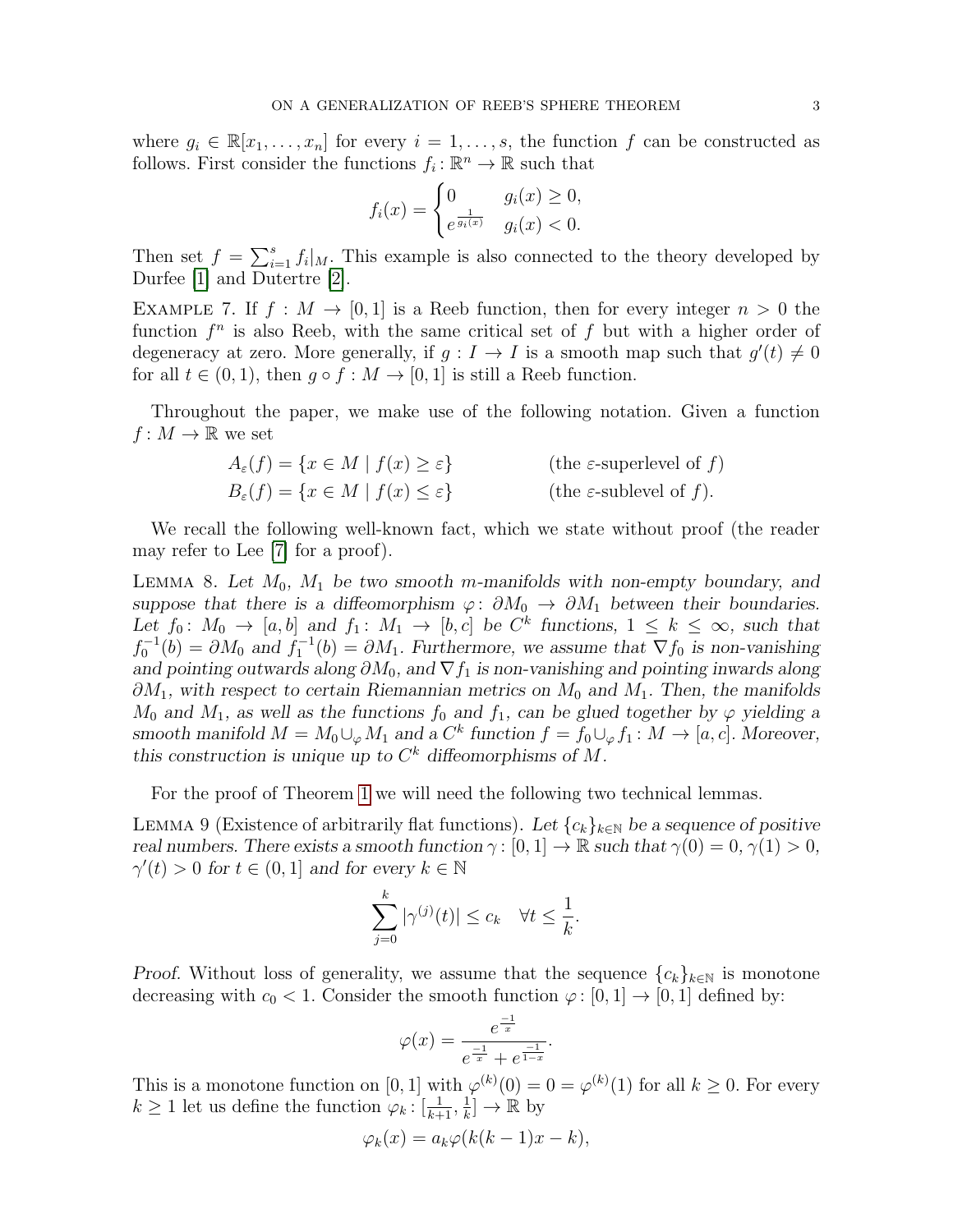where $g_i \in \mathbb{R}[x_1, \dots, x_n]$ for every $i = 1, \dots, s$, the function $f$ can be constructed as follows. First consider the functions $f_i \colon \mathbb{R}^n \to \mathbb{R}$ such that

$$f_i(x) = \begin{cases} 0 & g_i(x) \geq 0, \\ e^{\frac{1}{g_i(x)}} & g_i(x) < 0. \end{cases}$$

Then set $f = \sum_{i=1}^{s} f_i|_M$. This example is also connected to the theory developed by Durfee [1] and Dutertre [2].

Example 7. If $f : M \to [0,1]$ is a Reeb function, then for every integer $n > 0$ the function $f^n$ is also Reeb, with the same critical set of $f$ but with a higher order of degeneracy at zero. More generally, if $g : I \to I$ is a smooth map such that $g'(t) \neq 0$ for all $t \in (0,1)$, then $g \circ f : M \to [0,1]$ is still a Reeb function.

Throughout the paper, we make use of the following notation. Given a function $f \colon M \to \mathbb{R}$ we set

$$A_\varepsilon(f) = \{x \in M \mid f(x) \geq \varepsilon\} \qquad \text{(the } \varepsilon\text{-superlevel of } f\text{)}$$
$$B_\varepsilon(f) = \{x \in M \mid f(x) \leq \varepsilon\} \qquad \text{(the } \varepsilon\text{-sublevel of } f\text{)}.$$

We recall the following well-known fact, which we state without proof (the reader may refer to Lee [7] for a proof).

Lemma 8. *Let $M_0$, $M_1$ be two smooth $m$-manifolds with non-empty boundary, and suppose that there is a diffeomorphism $\varphi\colon \partial M_0 \to \partial M_1$ between their boundaries. Let $f_0\colon M_0 \to [a,b]$ and $f_1\colon M_1 \to [b,c]$ be $C^k$ functions, $1 \leq k \leq \infty$, such that $f_0^{-1}(b) = \partial M_0$ and $f_1^{-1}(b) = \partial M_1$. Furthermore, we assume that $\nabla f_0$ is non-vanishing and pointing outwards along $\partial M_0$, and $\nabla f_1$ is non-vanishing and pointing inwards along $\partial M_1$, with respect to certain Riemannian metrics on $M_0$ and $M_1$. Then, the manifolds $M_0$ and $M_1$, as well as the functions $f_0$ and $f_1$, can be glued together by $\varphi$ yielding a smooth manifold $M = M_0 \cup_\varphi M_1$ and a $C^k$ function $f = f_0 \cup_\varphi f_1 \colon M \to [a,c]$. Moreover, this construction is unique up to $C^k$ diffeomorphisms of $M$.*

For the proof of Theorem 1 we will need the following two technical lemmas.

Lemma 9 (Existence of arbitrarily flat functions). *Let $\{c_k\}_{k\in\mathbb{N}}$ be a sequence of positive real numbers. There exists a smooth function $\gamma\colon [0,1] \to \mathbb{R}$ such that $\gamma(0) = 0$, $\gamma(1) > 0$, $\gamma'(t) > 0$ for $t \in (0,1]$ and for every $k \in \mathbb{N}$*

$$\sum_{j=0}^{k} |\gamma^{(j)}(t)| \leq c_k \quad \forall t \leq \frac{1}{k}.$$

*Proof.* Without loss of generality, we assume that the sequence $\{c_k\}_{k\in\mathbb{N}}$ is monotone decreasing with $c_0 < 1$. Consider the smooth function $\varphi\colon [0,1] \to [0,1]$ defined by:

$$\varphi(x) = \frac{e^{\frac{-1}{x}}}{e^{\frac{-1}{x}} + e^{\frac{-1}{1-x}}}.$$

This is a monotone function on $[0,1]$ with $\varphi^{(k)}(0) = 0 = \varphi^{(k)}(1)$ for all $k \geq 0$. For every $k \geq 1$ let us define the function $\varphi_k\colon [\frac{1}{k+1}, \frac{1}{k}] \to \mathbb{R}$ by

$$\varphi_k(x) = a_k \varphi(k(k-1)x - k),$$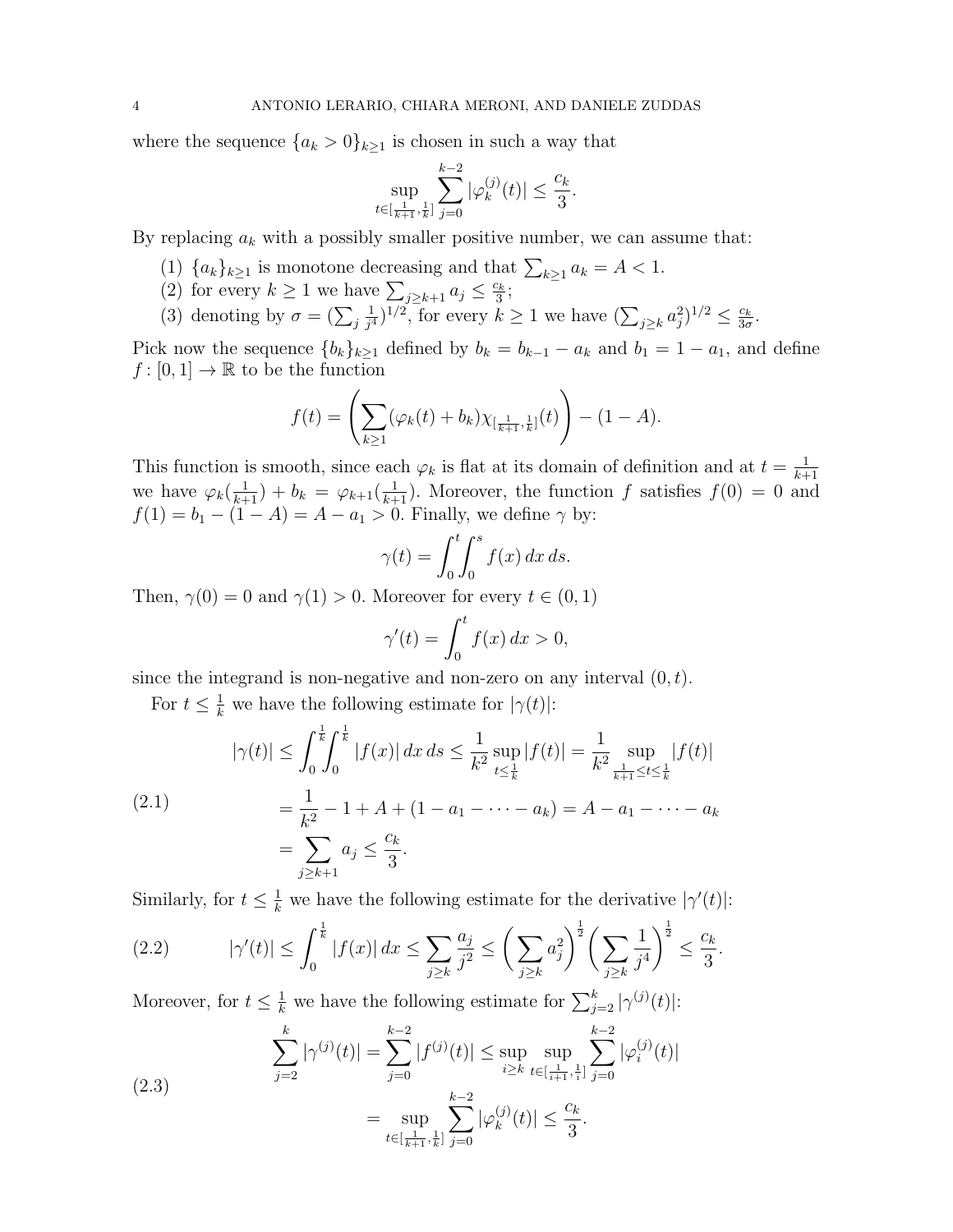where the sequence $\{a_k > 0\}_{k\geq 1}$ is chosen in such a way that

$$\sup_{t\in[\frac{1}{k+1},\frac{1}{k}]} \sum_{j=0}^{k-2} |\varphi_k^{(j)}(t)| \leq \frac{c_k}{3}.$$

By replacing $a_k$ with a possibly smaller positive number, we can assume that:

1. $\{a_k\}_{k\geq 1}$ is monotone decreasing and that $\sum_{k\geq 1} a_k = A < 1$.
2. for every $k \geq 1$ we have $\sum_{j\geq k+1} a_j \leq \frac{c_k}{3}$;
3. denoting by $\sigma = (\sum_j \frac{1}{j^4})^{1/2}$, for every $k \geq 1$ we have $(\sum_{j\geq k} a_j^2)^{1/2} \leq \frac{c_k}{3\sigma}$.

Pick now the sequence $\{b_k\}_{k\geq 1}$ defined by $b_k = b_{k-1} - a_k$ and $b_1 = 1 - a_1$, and define $f : [0, 1] \to \mathbb{R}$ to be the function

$$f(t) = \left( \sum_{k\geq 1} (\varphi_k(t) + b_k)\chi_{[\frac{1}{k+1},\frac{1}{k}]}(t) \right) - (1 - A).$$

This function is smooth, since each $\varphi_k$ is flat at its domain of definition and at $t = \frac{1}{k+1}$ we have $\varphi_k(\frac{1}{k+1}) + b_k = \varphi_{k+1}(\frac{1}{k+1})$. Moreover, the function $f$ satisfies $f(0) = 0$ and $f(1) = b_1 - (1 - A) = A - a_1 > 0$. Finally, we define $\gamma$ by:

$$\gamma(t) = \int_0^t \int_0^s f(x)\, dx\, ds.$$

Then, $\gamma(0) = 0$ and $\gamma(1) > 0$. Moreover for every $t \in (0, 1)$

$$\gamma'(t) = \int_0^t f(x)\, dx > 0,$$

since the integrand is non-negative and non-zero on any interval $(0, t)$.

For $t \leq \frac{1}{k}$ we have the following estimate for $|\gamma(t)|$:

$$\begin{aligned} |\gamma(t)| &\leq \int_0^{\frac{1}{k}}\int_0^{\frac{1}{k}} |f(x)|\, dx\, ds \leq \frac{1}{k^2} \sup_{t\leq\frac{1}{k}} |f(t)| = \frac{1}{k^2} \sup_{\frac{1}{k+1}\leq t\leq\frac{1}{k}} |f(t)| \\ &= \frac{1}{k^2} - 1 + A + (1 - a_1 - \cdots - a_k) = A - a_1 - \cdots - a_k \\ &= \sum_{j\geq k+1} a_j \leq \frac{c_k}{3}. \end{aligned} \tag{2.1}$$

Similarly, for $t \leq \frac{1}{k}$ we have the following estimate for the derivative $|\gamma'(t)|$:

$$|\gamma'(t)| \leq \int_0^{\frac{1}{k}} |f(x)|\, dx \leq \sum_{j\geq k} \frac{a_j}{j^2} \leq \left( \sum_{j\geq k} a_j^2 \right)^{\frac{1}{2}} \left( \sum_{j\geq k} \frac{1}{j^4} \right)^{\frac{1}{2}} \leq \frac{c_k}{3}. \tag{2.2}$$

Moreover, for $t \leq \frac{1}{k}$ we have the following estimate for $\sum_{j=2}^{k} |\gamma^{(j)}(t)|$:

$$\begin{aligned} \sum_{j=2}^{k} |\gamma^{(j)}(t)| &= \sum_{j=0}^{k-2} |f^{(j)}(t)| \leq \sup_{i\geq k} \sup_{t\in[\frac{1}{i+1},\frac{1}{i}]} \sum_{j=0}^{k-2} |\varphi_i^{(j)}(t)| \\ &= \sup_{t\in[\frac{1}{k+1},\frac{1}{k}]} \sum_{j=0}^{k-2} |\varphi_k^{(j)}(t)| \leq \frac{c_k}{3}. \end{aligned} \tag{2.3}$$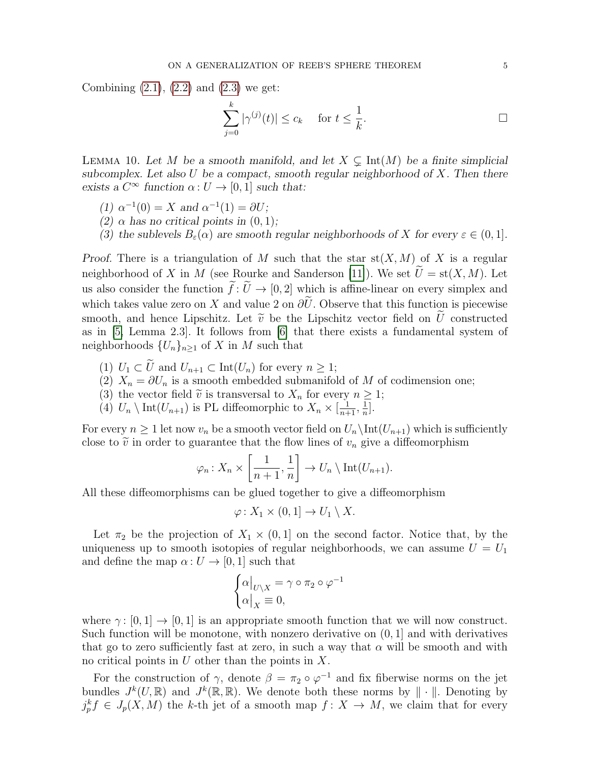Combining (2.1), (2.2) and (2.3) we get:

$$\sum_{j=0}^{k} |\gamma^{(j)}(t)| \leq c_k \quad \text{for } t \leq \frac{1}{k}. \qquad \square$$

Lemma 10. *Let $M$ be a smooth manifold, and let $X \subsetneq \mathrm{Int}(M)$ be a finite simplicial subcomplex. Let also $U$ be a compact, smooth regular neighborhood of $X$. Then there exists a $C^\infty$ function $\alpha \colon U \to [0,1]$ such that:*

*(1) $\alpha^{-1}(0) = X$ and $\alpha^{-1}(1) = \partial U$;*
*(2) $\alpha$ has no critical points in $(0,1)$;*
*(3) the sublevels $B_\varepsilon(\alpha)$ are smooth regular neighborhoods of $X$ for every $\varepsilon \in (0,1]$.*

*Proof.* There is a triangulation of $M$ such that the star $\mathrm{st}(X, M)$ of $X$ is a regular neighborhood of $X$ in $M$ (see Rourke and Sanderson [11]). We set $\widetilde{U} = \mathrm{st}(X, M)$. Let us also consider the function $\widetilde{f} \colon \widetilde{U} \to [0,2]$ which is affine-linear on every simplex and which takes value zero on $X$ and value 2 on $\partial\widetilde{U}$. Observe that this function is piecewise smooth, and hence Lipschitz. Let $\widetilde{v}$ be the Lipschitz vector field on $\widetilde{U}$ constructed as in [5, Lemma 2.3]. It follows from [6] that there exists a fundamental system of neighborhoods $\{U_n\}_{n\geq 1}$ of $X$ in $M$ such that

(1) $U_1 \subset \widetilde{U}$ and $U_{n+1} \subset \mathrm{Int}(U_n)$ for every $n \geq 1$;
(2) $X_n = \partial U_n$ is a smooth embedded submanifold of $M$ of codimension one;
(3) the vector field $\widetilde{v}$ is transversal to $X_n$ for every $n \geq 1$;
(4) $U_n \setminus \mathrm{Int}(U_{n+1})$ is PL diffeomorphic to $X_n \times [\frac{1}{n+1}, \frac{1}{n}]$.

For every $n \geq 1$ let now $v_n$ be a smooth vector field on $U_n \setminus \mathrm{Int}(U_{n+1})$ which is sufficiently close to $\widetilde{v}$ in order to guarantee that the flow lines of $v_n$ give a diffeomorphism

$$\varphi_n \colon X_n \times \left[\frac{1}{n+1}, \frac{1}{n}\right] \to U_n \setminus \mathrm{Int}(U_{n+1}).$$

All these diffeomorphisms can be glued together to give a diffeomorphism

$$\varphi \colon X_1 \times (0,1] \to U_1 \setminus X.$$

Let $\pi_2$ be the projection of $X_1 \times (0,1]$ on the second factor. Notice that, by the uniqueness up to smooth isotopies of regular neighborhoods, we can assume $U = U_1$ and define the map $\alpha \colon U \to [0,1]$ such that

$$\begin{cases} \alpha\big|_{U\setminus X} = \gamma \circ \pi_2 \circ \varphi^{-1} \\ \alpha\big|_X \equiv 0, \end{cases}$$

where $\gamma \colon [0,1] \to [0,1]$ is an appropriate smooth function that we will now construct. Such function will be monotone, with nonzero derivative on $(0,1]$ and with derivatives that go to zero sufficiently fast at zero, in such a way that $\alpha$ will be smooth and with no critical points in $U$ other than the points in $X$.

For the construction of $\gamma$, denote $\beta = \pi_2 \circ \varphi^{-1}$ and fix fiberwise norms on the jet bundles $J^k(U, \mathbb{R})$ and $J^k(\mathbb{R}, \mathbb{R})$. We denote both these norms by $\|\cdot\|$. Denoting by $j^k_p f \in J_p(X, M)$ the $k$-th jet of a smooth map $f \colon X \to M$, we claim that for every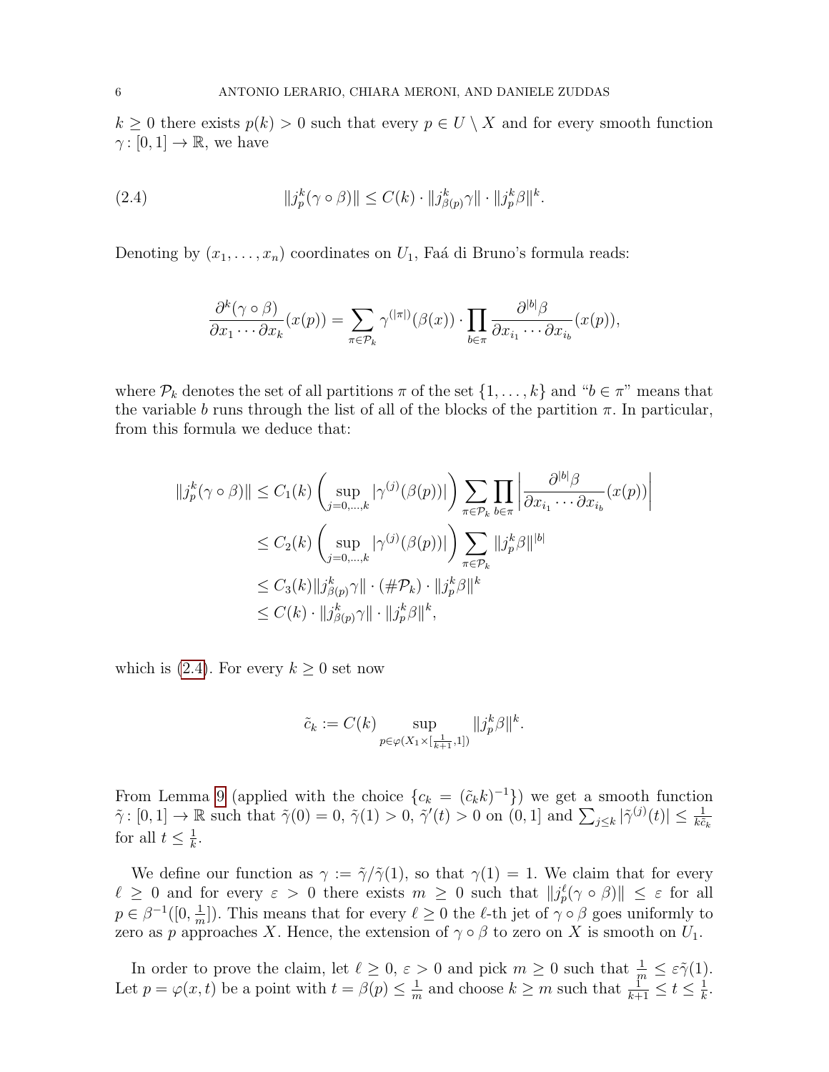$k \geq 0$ there exists $p(k) > 0$ such that every $p \in U \setminus X$ and for every smooth function $\gamma \colon [0,1] \to \mathbb{R}$, we have

$$\|j^k_p(\gamma \circ \beta)\| \leq C(k) \cdot \|j^k_{\beta(p)}\gamma\| \cdot \|j^k_p \beta\|^k. \tag{2.4}$$

Denoting by $(x_1, \dots, x_n)$ coordinates on $U_1$, Faá di Bruno's formula reads:

$$\frac{\partial^k(\gamma \circ \beta)}{\partial x_1 \cdots \partial x_k}(x(p)) = \sum_{\pi \in \mathcal{P}_k} \gamma^{(|\pi|)}(\beta(x)) \cdot \prod_{b \in \pi} \frac{\partial^{|b|}\beta}{\partial x_{i_1} \cdots \partial x_{i_b}}(x(p)),$$

where $\mathcal{P}_k$ denotes the set of all partitions $\pi$ of the set $\{1, \dots, k\}$ and "$b \in \pi$" means that the variable $b$ runs through the list of all of the blocks of the partition $\pi$. In particular, from this formula we deduce that:

$$\begin{aligned}
\|j^k_p(\gamma \circ \beta)\| &\leq C_1(k) \left( \sup_{j=0,\dots,k} |\gamma^{(j)}(\beta(p))| \right) \sum_{\pi \in \mathcal{P}_k} \prod_{b \in \pi} \left| \frac{\partial^{|b|}\beta}{\partial x_{i_1} \cdots \partial x_{i_b}}(x(p)) \right| \\
&\leq C_2(k) \left( \sup_{j=0,\dots,k} |\gamma^{(j)}(\beta(p))| \right) \sum_{\pi \in \mathcal{P}_k} \|j^k_p \beta\|^{|b|} \\
&\leq C_3(k) \|j^k_{\beta(p)}\gamma\| \cdot (\#\mathcal{P}_k) \cdot \|j^k_p \beta\|^k \\
&\leq C(k) \cdot \|j^k_{\beta(p)}\gamma\| \cdot \|j^k_p \beta\|^k,
\end{aligned}$$

which is (2.4). For every $k \geq 0$ set now

$$\tilde{c}_k := C(k) \sup_{p \in \varphi(X_1 \times [\frac{1}{k+1}, 1])} \|j^k_p \beta\|^k.$$

From Lemma 9 (applied with the choice $\{c_k = (\tilde{c}_k k)^{-1}\}$) we get a smooth function $\tilde{\gamma} \colon [0,1] \to \mathbb{R}$ such that $\tilde{\gamma}(0) = 0$, $\tilde{\gamma}(1) > 0$, $\tilde{\gamma}'(t) > 0$ on $(0, 1]$ and $\sum_{j \leq k} |\tilde{\gamma}^{(j)}(t)| \leq \frac{1}{k\tilde{c}_k}$ for all $t \leq \frac{1}{k}$.

We define our function as $\gamma := \tilde{\gamma}/\tilde{\gamma}(1)$, so that $\gamma(1) = 1$. We claim that for every $\ell \geq 0$ and for every $\varepsilon > 0$ there exists $m \geq 0$ such that $\|j^\ell_p(\gamma \circ \beta)\| \leq \varepsilon$ for all $p \in \beta^{-1}([0, \frac{1}{m}])$. This means that for every $\ell \geq 0$ the $\ell$-th jet of $\gamma \circ \beta$ goes uniformly to zero as $p$ approaches $X$. Hence, the extension of $\gamma \circ \beta$ to zero on $X$ is smooth on $U_1$.

In order to prove the claim, let $\ell \geq 0$, $\varepsilon > 0$ and pick $m \geq 0$ such that $\frac{1}{m} \leq \varepsilon \tilde{\gamma}(1)$. Let $p = \varphi(x, t)$ be a point with $t = \beta(p) \leq \frac{1}{m}$ and choose $k \geq m$ such that $\frac{1}{k+1} \leq t \leq \frac{1}{k}$.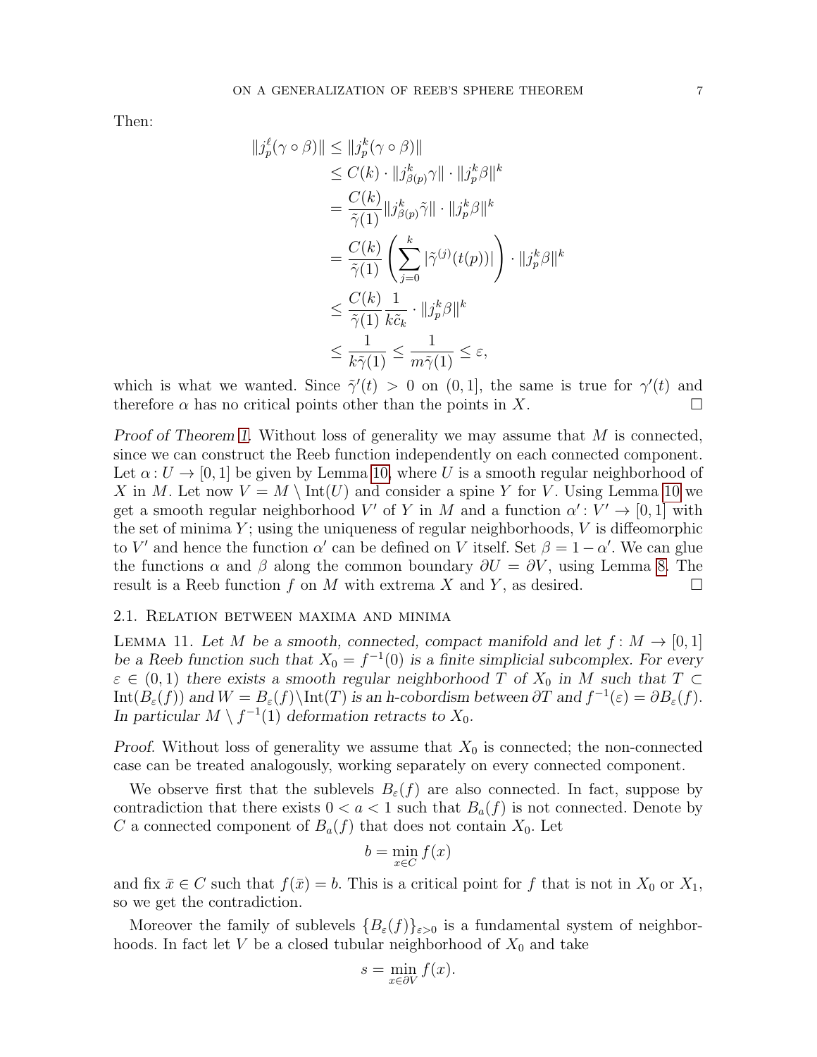Then:

$$
\begin{aligned}
\|j_p^\ell(\gamma\circ\beta)\| &\le \|j_p^k(\gamma\circ\beta)\| \\
&\le C(k)\cdot \|j^k_{\beta(p)}\gamma\|\cdot\|j^k_p\beta\|^k \\
&= \frac{C(k)}{\tilde\gamma(1)}\|j^k_{\beta(p)}\tilde\gamma\|\cdot\|j^k_p\beta\|^k \\
&= \frac{C(k)}{\tilde\gamma(1)}\left(\sum_{j=0}^k |\tilde\gamma^{(j)}(t(p))|\right)\cdot\|j^k_p\beta\|^k \\
&\le \frac{C(k)}{\tilde\gamma(1)}\frac{1}{k\tilde c_k}\cdot\|j^k_p\beta\|^k \\
&\le \frac{1}{k\tilde\gamma(1)} \le \frac{1}{m\tilde\gamma(1)} \le \varepsilon,
\end{aligned}
$$

which is what we wanted. Since $\tilde\gamma'(t) > 0$ on $(0,1]$, the same is true for $\gamma'(t)$ and therefore $\alpha$ has no critical points other than the points in $X$. □

*Proof of Theorem 1.* Without loss of generality we may assume that $M$ is connected, since we can construct the Reeb function independently on each connected component. Let $\alpha\colon U\to[0,1]$ be given by Lemma 10, where $U$ is a smooth regular neighborhood of $X$ in $M$. Let now $V = M\setminus \operatorname{Int}(U)$ and consider a spine $Y$ for $V$. Using Lemma 10 we get a smooth regular neighborhood $V'$ of $Y$ in $M$ and a function $\alpha'\colon V'\to[0,1]$ with the set of minima $Y$; using the uniqueness of regular neighborhoods, $V$ is diffeomorphic to $V'$ and hence the function $\alpha'$ can be defined on $V$ itself. Set $\beta = 1-\alpha'$. We can glue the functions $\alpha$ and $\beta$ along the common boundary $\partial U = \partial V$, using Lemma 8. The result is a Reeb function $f$ on $M$ with extrema $X$ and $Y$, as desired. □

## 2.1. Relation between maxima and minima

**Lemma 11.** *Let $M$ be a smooth, connected, compact manifold and let $f\colon M\to[0,1]$ be a Reeb function such that $X_0 = f^{-1}(0)$ is a finite simplicial subcomplex. For every $\varepsilon\in(0,1)$ there exists a smooth regular neighborhood $T$ of $X_0$ in $M$ such that $T\subset \operatorname{Int}(B_\varepsilon(f))$ and $W = B_\varepsilon(f)\setminus\operatorname{Int}(T)$ is an h-cobordism between $\partial T$ and $f^{-1}(\varepsilon) = \partial B_\varepsilon(f)$. In particular $M\setminus f^{-1}(1)$ deformation retracts to $X_0$.*

*Proof.* Without loss of generality we assume that $X_0$ is connected; the non-connected case can be treated analogously, working separately on every connected component.

We observe first that the sublevels $B_\varepsilon(f)$ are also connected. In fact, suppose by contradiction that there exists $0<a<1$ such that $B_a(f)$ is not connected. Denote by $C$ a connected component of $B_a(f)$ that does not contain $X_0$. Let

$$b = \min_{x\in C} f(x)$$

and fix $\bar x\in C$ such that $f(\bar x) = b$. This is a critical point for $f$ that is not in $X_0$ or $X_1$, so we get the contradiction.

Moreover the family of sublevels $\{B_\varepsilon(f)\}_{\varepsilon>0}$ is a fundamental system of neighborhoods. In fact let $V$ be a closed tubular neighborhood of $X_0$ and take

$$s = \min_{x\in\partial V} f(x).$$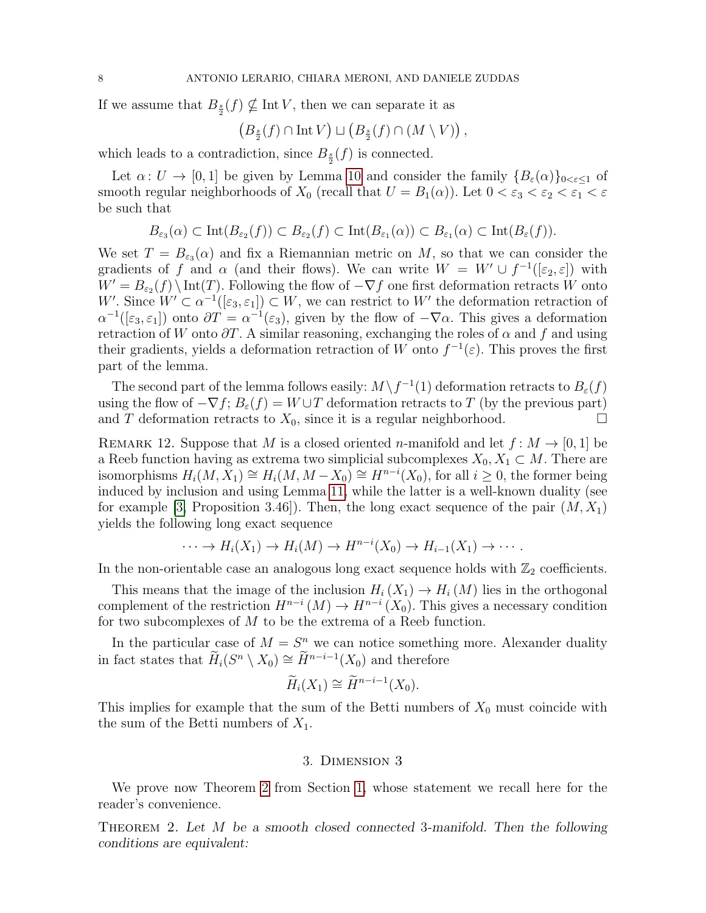If we assume that $B_{\frac{\varepsilon}{2}}(f) \nsubseteq \operatorname{Int} V$, then we can separate it as

$$\left(B_{\frac{\varepsilon}{2}}(f) \cap \operatorname{Int} V\right) \sqcup \left(B_{\frac{\varepsilon}{2}}(f) \cap (M \setminus V)\right),$$

which leads to a contradiction, since $B_{\frac{\varepsilon}{2}}(f)$ is connected.

Let $\alpha \colon U \to [0,1]$ be given by Lemma 10 and consider the family $\{B_\varepsilon(\alpha)\}_{0<\varepsilon\leq 1}$ of smooth regular neighborhoods of $X_0$ (recall that $U = B_1(\alpha)$). Let $0 < \varepsilon_3 < \varepsilon_2 < \varepsilon_1 < \varepsilon$ be such that

$$B_{\varepsilon_3}(\alpha) \subset \operatorname{Int}(B_{\varepsilon_2}(f)) \subset B_{\varepsilon_2}(f) \subset \operatorname{Int}(B_{\varepsilon_1}(\alpha)) \subset B_{\varepsilon_1}(\alpha) \subset \operatorname{Int}(B_\varepsilon(f)).$$

We set $T = B_{\varepsilon_3}(\alpha)$ and fix a Riemannian metric on $M$, so that we can consider the gradients of $f$ and $\alpha$ (and their flows). We can write $W = W' \cup f^{-1}([\varepsilon_2, \varepsilon])$ with $W' = B_{\varepsilon_2}(f) \setminus \operatorname{Int}(T)$. Following the flow of $-\nabla f$ one first deformation retracts $W$ onto $W'$. Since $W' \subset \alpha^{-1}([\varepsilon_3, \varepsilon_1]) \subset W$, we can restrict to $W'$ the deformation retraction of $\alpha^{-1}([\varepsilon_3, \varepsilon_1])$ onto $\partial T = \alpha^{-1}(\varepsilon_3)$, given by the flow of $-\nabla \alpha$. This gives a deformation retraction of $W$ onto $\partial T$. A similar reasoning, exchanging the roles of $\alpha$ and $f$ and using their gradients, yields a deformation retraction of $W$ onto $f^{-1}(\varepsilon)$. This proves the first part of the lemma.

The second part of the lemma follows easily: $M \setminus f^{-1}(1)$ deformation retracts to $B_\varepsilon(f)$ using the flow of $-\nabla f$; $B_\varepsilon(f) = W \cup T$ deformation retracts to $T$ (by the previous part) and $T$ deformation retracts to $X_0$, since it is a regular neighborhood. $\square$

Remark 12. Suppose that $M$ is a closed oriented $n$-manifold and let $f \colon M \to [0,1]$ be a Reeb function having as extrema two simplicial subcomplexes $X_0, X_1 \subset M$. There are isomorphisms $H_i(M, X_1) \cong H_i(M, M - X_0) \cong H^{n-i}(X_0)$, for all $i \geq 0$, the former being induced by inclusion and using Lemma 11, while the latter is a well-known duality (see for example [3, Proposition 3.46]). Then, the long exact sequence of the pair $(M, X_1)$ yields the following long exact sequence

$$\cdots \to H_i(X_1) \to H_i(M) \to H^{n-i}(X_0) \to H_{i-1}(X_1) \to \cdots.$$

In the non-orientable case an analogous long exact sequence holds with $\mathbb{Z}_2$ coefficients.

This means that the image of the inclusion $H_i(X_1) \to H_i(M)$ lies in the orthogonal complement of the restriction $H^{n-i}(M) \to H^{n-i}(X_0)$. This gives a necessary condition for two subcomplexes of $M$ to be the extrema of a Reeb function.

In the particular case of $M = S^n$ we can notice something more. Alexander duality in fact states that $\widetilde{H}_i(S^n \setminus X_0) \cong \widetilde{H}^{n-i-1}(X_0)$ and therefore

$$\widetilde{H}_i(X_1) \cong \widetilde{H}^{n-i-1}(X_0).$$

This implies for example that the sum of the Betti numbers of $X_0$ must coincide with the sum of the Betti numbers of $X_1$.

## 3. Dimension 3

We prove now Theorem 2 from Section 1, whose statement we recall here for the reader's convenience.

Theorem 2. *Let $M$ be a smooth closed connected 3-manifold. Then the following conditions are equivalent:*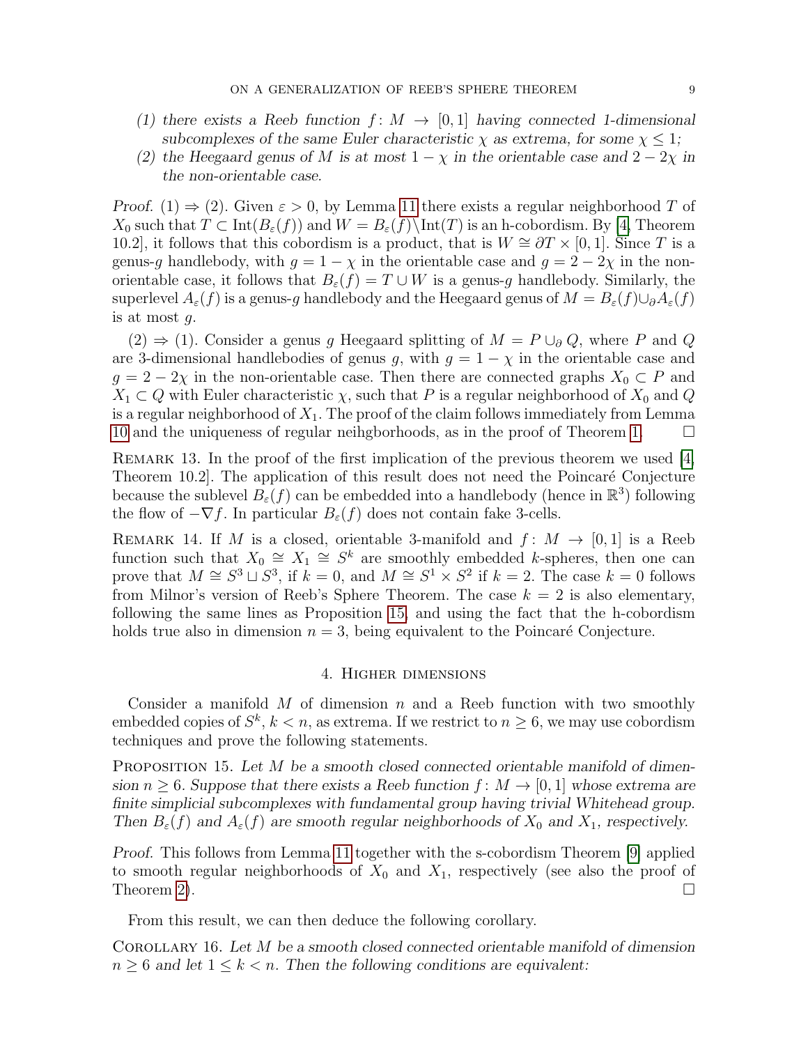*(1) there exists a Reeb function $f\colon M \to [0,1]$ having connected 1-dimensional subcomplexes of the same Euler characteristic $\chi$ as extrema, for some $\chi \leq 1$;*
*(2) the Heegaard genus of $M$ is at most $1-\chi$ in the orientable case and $2-2\chi$ in the non-orientable case.*

*Proof.* (1) $\Rightarrow$ (2). Given $\varepsilon > 0$, by Lemma 11 there exists a regular neighborhood $T$ of $X_0$ such that $T \subset \mathrm{Int}(B_\varepsilon(f))$ and $W = B_\varepsilon(f) \backslash \mathrm{Int}(T)$ is an h-cobordism. By [4, Theorem 10.2], it follows that this cobordism is a product, that is $W \cong \partial T \times [0,1]$. Since $T$ is a genus-$g$ handlebody, with $g = 1-\chi$ in the orientable case and $g = 2-2\chi$ in the non-orientable case, it follows that $B_\varepsilon(f) = T \cup W$ is a genus-$g$ handlebody. Similarly, the superlevel $A_\varepsilon(f)$ is a genus-$g$ handlebody and the Heegaard genus of $M = B_\varepsilon(f) \cup_\partial A_\varepsilon(f)$ is at most $g$.

(2) $\Rightarrow$ (1). Consider a genus $g$ Heegaard splitting of $M = P \cup_\partial Q$, where $P$ and $Q$ are 3-dimensional handlebodies of genus $g$, with $g = 1-\chi$ in the orientable case and $g = 2-2\chi$ in the non-orientable case. Then there are connected graphs $X_0 \subset P$ and $X_1 \subset Q$ with Euler characteristic $\chi$, such that $P$ is a regular neighborhood of $X_0$ and $Q$ is a regular neighborhood of $X_1$. The proof of the claim follows immediately from Lemma 10 and the uniqueness of regular neihgborhoods, as in the proof of Theorem 1. $\square$

Remark 13. In the proof of the first implication of the previous theorem we used [4, Theorem 10.2]. The application of this result does not need the Poincaré Conjecture because the sublevel $B_\varepsilon(f)$ can be embedded into a handlebody (hence in $\mathbb{R}^3$) following the flow of $-\nabla f$. In particular $B_\varepsilon(f)$ does not contain fake 3-cells.

Remark 14. If $M$ is a closed, orientable 3-manifold and $f\colon M \to [0,1]$ is a Reeb function such that $X_0 \cong X_1 \cong S^k$ are smoothly embedded $k$-spheres, then one can prove that $M \cong S^3 \sqcup S^3$, if $k = 0$, and $M \cong S^1 \times S^2$ if $k = 2$. The case $k = 0$ follows from Milnor's version of Reeb's Sphere Theorem. The case $k = 2$ is also elementary, following the same lines as Proposition 15, and using the fact that the h-cobordism holds true also in dimension $n = 3$, being equivalent to the Poincaré Conjecture.

## 4. Higher dimensions

Consider a manifold $M$ of dimension $n$ and a Reeb function with two smoothly embedded copies of $S^k$, $k < n$, as extrema. If we restrict to $n \geq 6$, we may use cobordism techniques and prove the following statements.

Proposition 15. *Let $M$ be a smooth closed connected orientable manifold of dimension $n \geq 6$. Suppose that there exists a Reeb function $f\colon M \to [0,1]$ whose extrema are finite simplicial subcomplexes with fundamental group having trivial Whitehead group. Then $B_\varepsilon(f)$ and $A_\varepsilon(f)$ are smooth regular neighborhoods of $X_0$ and $X_1$, respectively.*

*Proof.* This follows from Lemma 11 together with the s-cobordism Theorem [9] applied to smooth regular neighborhoods of $X_0$ and $X_1$, respectively (see also the proof of Theorem 2). $\square$

From this result, we can then deduce the following corollary.

Corollary 16. *Let $M$ be a smooth closed connected orientable manifold of dimension $n \geq 6$ and let $1 \leq k < n$. Then the following conditions are equivalent:*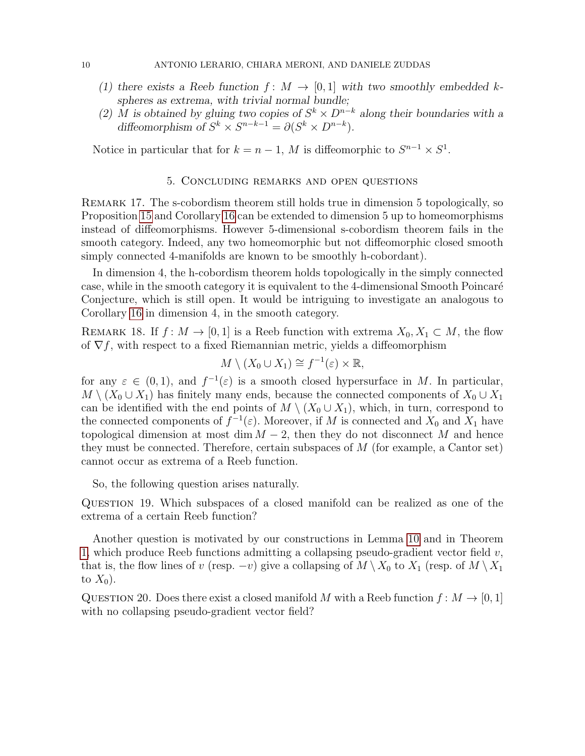*(1) there exists a Reeb function $f\colon M \to [0,1]$ with two smoothly embedded $k$-spheres as extrema, with trivial normal bundle;*

*(2) $M$ is obtained by gluing two copies of $S^k \times D^{n-k}$ along their boundaries with a diffeomorphism of $S^k \times S^{n-k-1} = \partial(S^k \times D^{n-k})$.*

Notice in particular that for $k = n-1$, $M$ is diffeomorphic to $S^{n-1} \times S^1$.

## 5. Concluding remarks and open questions

Remark 17. The s-cobordism theorem still holds true in dimension 5 topologically, so Proposition 15 and Corollary 16 can be extended to dimension 5 up to homeomorphisms instead of diffeomorphisms. However 5-dimensional s-cobordism theorem fails in the smooth category. Indeed, any two homeomorphic but not diffeomorphic closed smooth simply connected 4-manifolds are known to be smoothly h-cobordant).

In dimension 4, the h-cobordism theorem holds topologically in the simply connected case, while in the smooth category it is equivalent to the 4-dimensional Smooth Poincaré Conjecture, which is still open. It would be intriguing to investigate an analogous to Corollary 16 in dimension 4, in the smooth category.

Remark 18. If $f\colon M \to [0,1]$ is a Reeb function with extrema $X_0, X_1 \subset M$, the flow of $\nabla f$, with respect to a fixed Riemannian metric, yields a diffeomorphism

$$M \setminus (X_0 \cup X_1) \cong f^{-1}(\varepsilon) \times \mathbb{R},$$

for any $\varepsilon \in (0,1)$, and $f^{-1}(\varepsilon)$ is a smooth closed hypersurface in $M$. In particular, $M \setminus (X_0 \cup X_1)$ has finitely many ends, because the connected components of $X_0 \cup X_1$ can be identified with the end points of $M \setminus (X_0 \cup X_1)$, which, in turn, correspond to the connected components of $f^{-1}(\varepsilon)$. Moreover, if $M$ is connected and $X_0$ and $X_1$ have topological dimension at most $\dim M - 2$, then they do not disconnect $M$ and hence they must be connected. Therefore, certain subspaces of $M$ (for example, a Cantor set) cannot occur as extrema of a Reeb function.

So, the following question arises naturally.

Question 19. Which subspaces of a closed manifold can be realized as one of the extrema of a certain Reeb function?

Another question is motivated by our constructions in Lemma 10 and in Theorem 1, which produce Reeb functions admitting a collapsing pseudo-gradient vector field $v$, that is, the flow lines of $v$ (resp. $-v$) give a collapsing of $M \setminus X_0$ to $X_1$ (resp. of $M \setminus X_1$ to $X_0$).

Question 20. Does there exist a closed manifold $M$ with a Reeb function $f\colon M \to [0,1]$ with no collapsing pseudo-gradient vector field?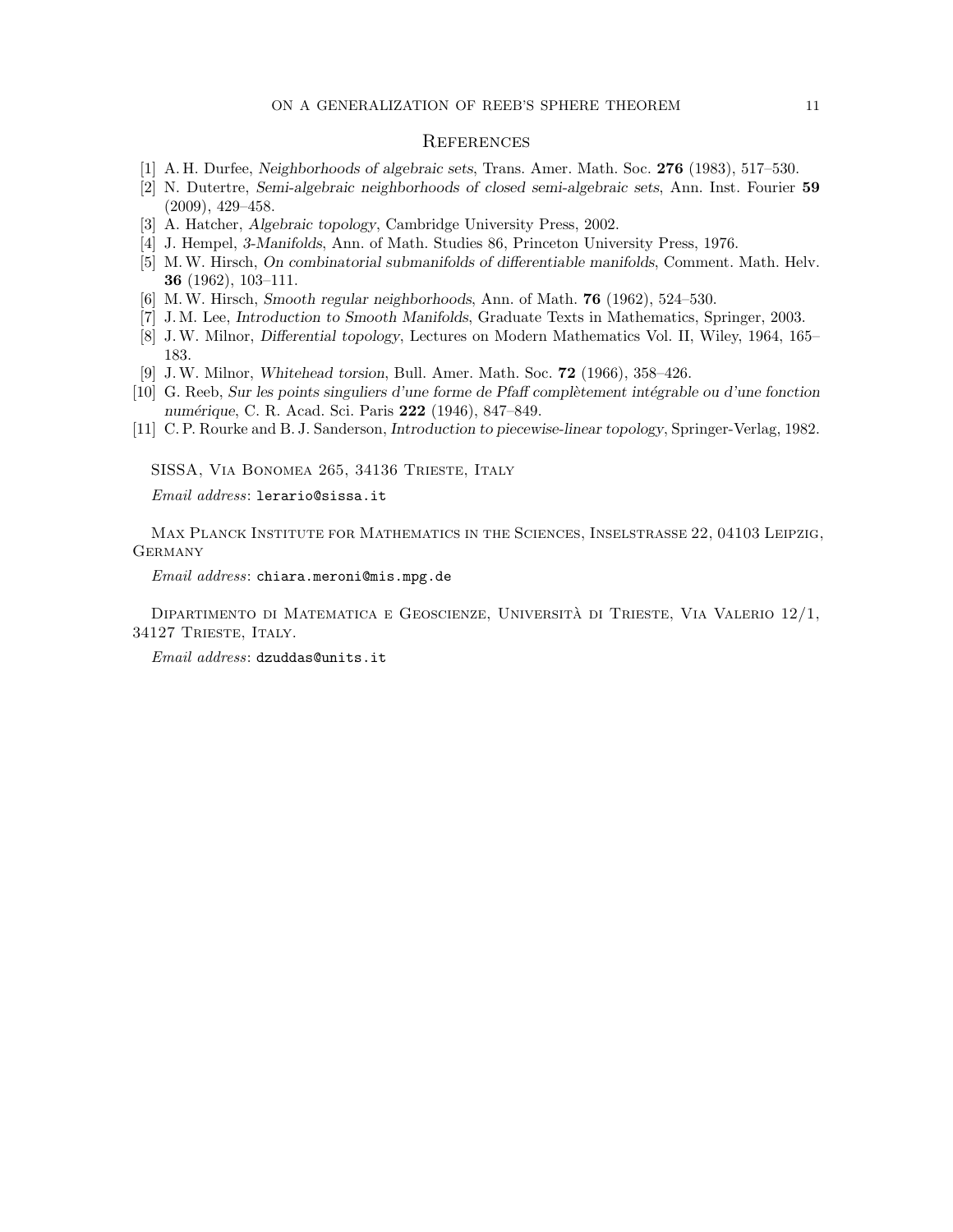## References

[1] A. H. Durfee, *Neighborhoods of algebraic sets*, Trans. Amer. Math. Soc. **276** (1983), 517–530.

[2] N. Dutertre, *Semi-algebraic neighborhoods of closed semi-algebraic sets*, Ann. Inst. Fourier **59** (2009), 429–458.

[3] A. Hatcher, *Algebraic topology*, Cambridge University Press, 2002.

[4] J. Hempel, *3-Manifolds*, Ann. of Math. Studies 86, Princeton University Press, 1976.

[5] M. W. Hirsch, *On combinatorial submanifolds of differentiable manifolds*, Comment. Math. Helv. **36** (1962), 103–111.

[6] M. W. Hirsch, *Smooth regular neighborhoods*, Ann. of Math. **76** (1962), 524–530.

[7] J. M. Lee, *Introduction to Smooth Manifolds*, Graduate Texts in Mathematics, Springer, 2003.

[8] J. W. Milnor, *Differential topology*, Lectures on Modern Mathematics Vol. II, Wiley, 1964, 165–183.

[9] J. W. Milnor, *Whitehead torsion*, Bull. Amer. Math. Soc. **72** (1966), 358–426.

[10] G. Reeb, *Sur les points singuliers d'une forme de Pfaff complètement intégrable ou d'une fonction numérique*, C. R. Acad. Sci. Paris **222** (1946), 847–849.

[11] C. P. Rourke and B. J. Sanderson, *Introduction to piecewise-linear topology*, Springer-Verlag, 1982.

SISSA, Via Bonomea 265, 34136 Trieste, Italy

*Email address*: lerario@sissa.it

Max Planck Institute for Mathematics in the Sciences, Inselstrasse 22, 04103 Leipzig, Germany

*Email address*: chiara.meroni@mis.mpg.de

Dipartimento di Matematica e Geoscienze, Università di Trieste, Via Valerio 12/1, 34127 Trieste, Italy.

*Email address*: dzuddas@units.it